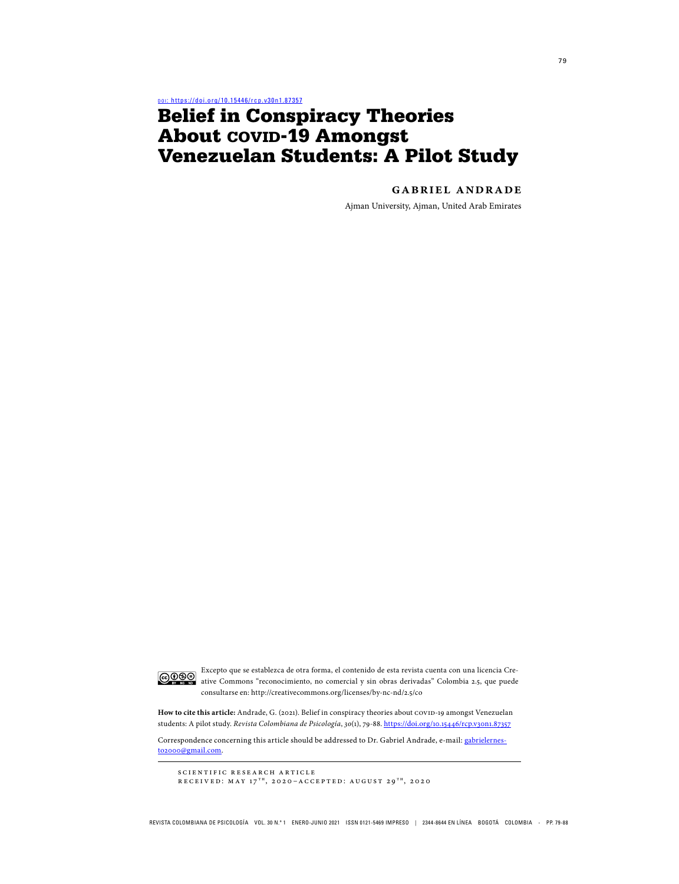doi: https://doi.org/10.15446/rcp.v30n1.87357

# Belief in Conspiracy Theories About COVID-19 Amongst Venezuelan Students: A Pilot Study

**GABRIEL ANDRADE**

Ajman University, Ajman, United Arab Emirates

Excepto que se establezca de otra forma, el contenido de esta revista cuenta con una licencia Creative Commons "reconocimiento, no comercial y sin obras derivadas" Colombia 2.5, que puede consultarse en: http://creativecommons.org/licenses/by-nc-nd/2.5/co

**How to cite this article:** Andrade, G. (2021). Belief in conspiracy theories about COVID-19 amongst Venezuelan students: A pilot study. *Revista Colombiana de Psicología*, *30*(1), 79-88. https://doi.org/10.15446/rcp.v30n1.87357

Correspondence concerning this article should be addressed to Dr. Gabriel Andrade, e-mail: gabrielernesto2000@gmail.com.

SCIENTIFIC RESEARCH ARTICLE
RECEIVED: MAY 17TH, 2020–ACCEPTED: AUGUST 29TH, 2020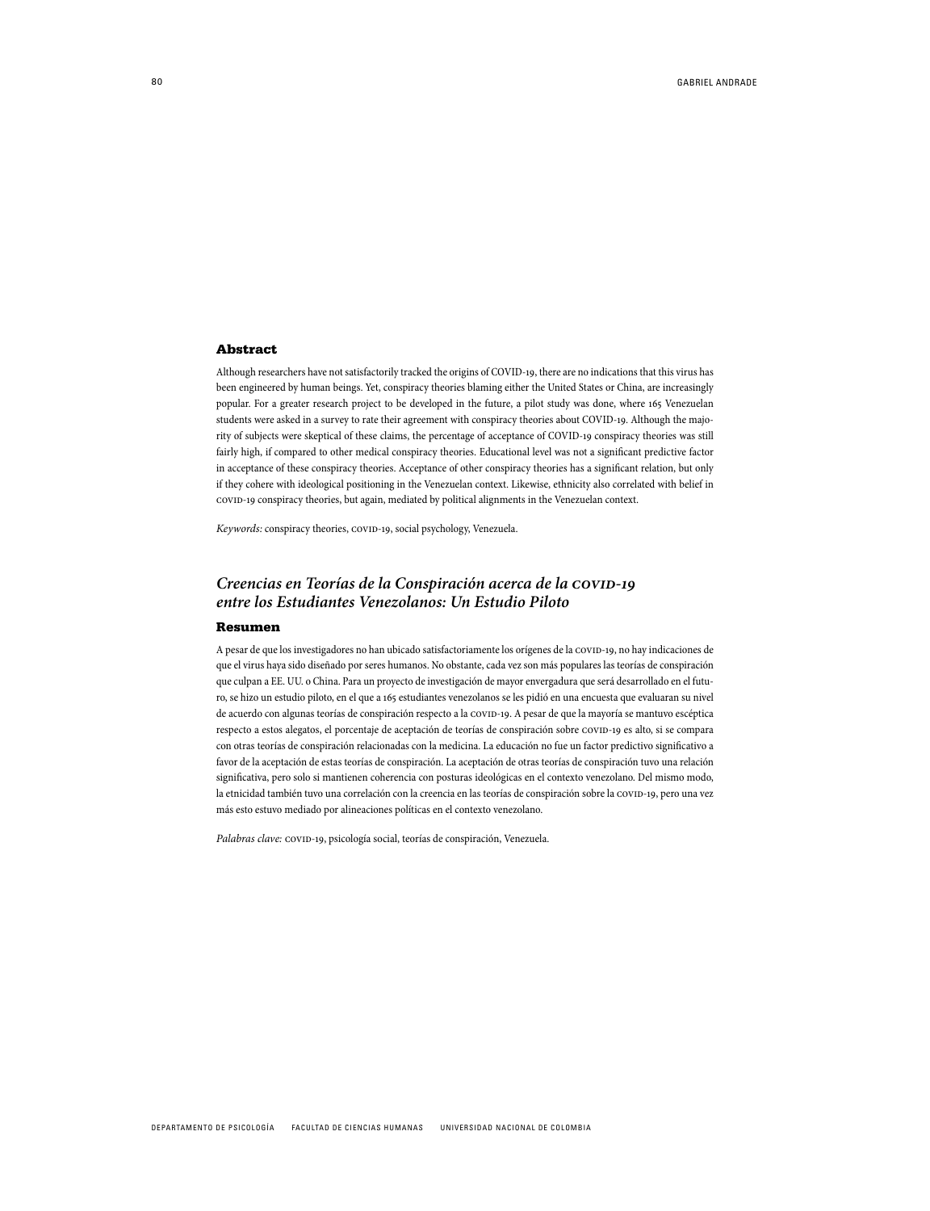## Abstract

Although researchers have not satisfactorily tracked the origins of COVID-19, there are no indications that this virus has been engineered by human beings. Yet, conspiracy theories blaming either the United States or China, are increasingly popular. For a greater research project to be developed in the future, a pilot study was done, where 165 Venezuelan students were asked in a survey to rate their agreement with conspiracy theories about COVID-19. Although the majority of subjects were skeptical of these claims, the percentage of acceptance of COVID-19 conspiracy theories was still fairly high, if compared to other medical conspiracy theories. Educational level was not a significant predictive factor in acceptance of these conspiracy theories. Acceptance of other conspiracy theories has a significant relation, but only if they cohere with ideological positioning in the Venezuelan context. Likewise, ethnicity also correlated with belief in COVID-19 conspiracy theories, but again, mediated by political alignments in the Venezuelan context.

*Keywords:* conspiracy theories, COVID-19, social psychology, Venezuela.

## *Creencias en Teorías de la Conspiración acerca de la COVID-19 entre los Estudiantes Venezolanos: Un Estudio Piloto*

## Resumen

A pesar de que los investigadores no han ubicado satisfactoriamente los orígenes de la COVID-19, no hay indicaciones de que el virus haya sido diseñado por seres humanos. No obstante, cada vez son más populares las teorías de conspiración que culpan a EE. UU. o China. Para un proyecto de investigación de mayor envergadura que será desarrollado en el futuro, se hizo un estudio piloto, en el que a 165 estudiantes venezolanos se les pidió en una encuesta que evaluaran su nivel de acuerdo con algunas teorías de conspiración respecto a la COVID-19. A pesar de que la mayoría se mantuvo escéptica respecto a estos alegatos, el porcentaje de aceptación de teorías de conspiración sobre COVID-19 es alto, si se compara con otras teorías de conspiración relacionadas con la medicina. La educación no fue un factor predictivo significativo a favor de la aceptación de estas teorías de conspiración. La aceptación de otras teorías de conspiración tuvo una relación significativa, pero solo si mantienen coherencia con posturas ideológicas en el contexto venezolano. Del mismo modo, la etnicidad también tuvo una correlación con la creencia en las teorías de conspiración sobre la COVID-19, pero una vez más esto estuvo mediado por alineaciones políticas en el contexto venezolano.

*Palabras clave:* COVID-19, psicología social, teorías de conspiración, Venezuela.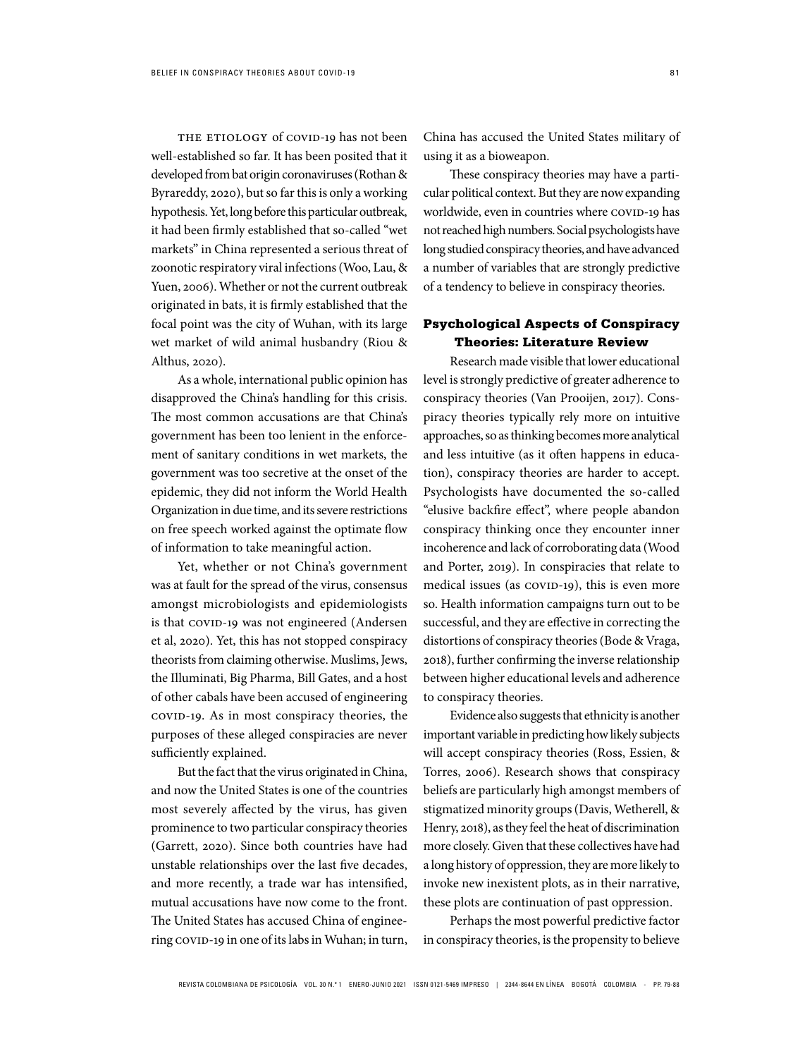The etiology of COVID-19 has not been well-established so far. It has been posited that it developed from bat origin coronaviruses (Rothan & Byrareddy, 2020), but so far this is only a working hypothesis. Yet, long before this particular outbreak, it had been firmly established that so-called "wet markets" in China represented a serious threat of zoonotic respiratory viral infections (Woo, Lau, & Yuen, 2006). Whether or not the current outbreak originated in bats, it is firmly established that the focal point was the city of Wuhan, with its large wet market of wild animal husbandry (Riou & Althus, 2020).

As a whole, international public opinion has disapproved the China's handling for this crisis. The most common accusations are that China's government has been too lenient in the enforcement of sanitary conditions in wet markets, the government was too secretive at the onset of the epidemic, they did not inform the World Health Organization in due time, and its severe restrictions on free speech worked against the optimate flow of information to take meaningful action.

Yet, whether or not China's government was at fault for the spread of the virus, consensus amongst microbiologists and epidemiologists is that COVID-19 was not engineered (Andersen et al, 2020). Yet, this has not stopped conspiracy theorists from claiming otherwise. Muslims, Jews, the Illuminati, Big Pharma, Bill Gates, and a host of other cabals have been accused of engineering COVID-19. As in most conspiracy theories, the purposes of these alleged conspiracies are never sufficiently explained.

But the fact that the virus originated in China, and now the United States is one of the countries most severely affected by the virus, has given prominence to two particular conspiracy theories (Garrett, 2020). Since both countries have had unstable relationships over the last five decades, and more recently, a trade war has intensified, mutual accusations have now come to the front. The United States has accused China of engineering COVID-19 in one of its labs in Wuhan; in turn, China has accused the United States military of using it as a bioweapon.

These conspiracy theories may have a particular political context. But they are now expanding worldwide, even in countries where COVID-19 has not reached high numbers. Social psychologists have long studied conspiracy theories, and have advanced a number of variables that are strongly predictive of a tendency to believe in conspiracy theories.

## Psychological Aspects of Conspiracy Theories: Literature Review

Research made visible that lower educational level is strongly predictive of greater adherence to conspiracy theories (Van Prooijen, 2017). Conspiracy theories typically rely more on intuitive approaches, so as thinking becomes more analytical and less intuitive (as it often happens in education), conspiracy theories are harder to accept. Psychologists have documented the so-called "elusive backfire effect", where people abandon conspiracy thinking once they encounter inner incoherence and lack of corroborating data (Wood and Porter, 2019). In conspiracies that relate to medical issues (as COVID-19), this is even more so. Health information campaigns turn out to be successful, and they are effective in correcting the distortions of conspiracy theories (Bode & Vraga, 2018), further confirming the inverse relationship between higher educational levels and adherence to conspiracy theories.

Evidence also suggests that ethnicity is another important variable in predicting how likely subjects will accept conspiracy theories (Ross, Essien, & Torres, 2006). Research shows that conspiracy beliefs are particularly high amongst members of stigmatized minority groups (Davis, Wetherell, & Henry, 2018), as they feel the heat of discrimination more closely. Given that these collectives have had a long history of oppression, they are more likely to invoke new inexistent plots, as in their narrative, these plots are continuation of past oppression.

Perhaps the most powerful predictive factor in conspiracy theories, is the propensity to believe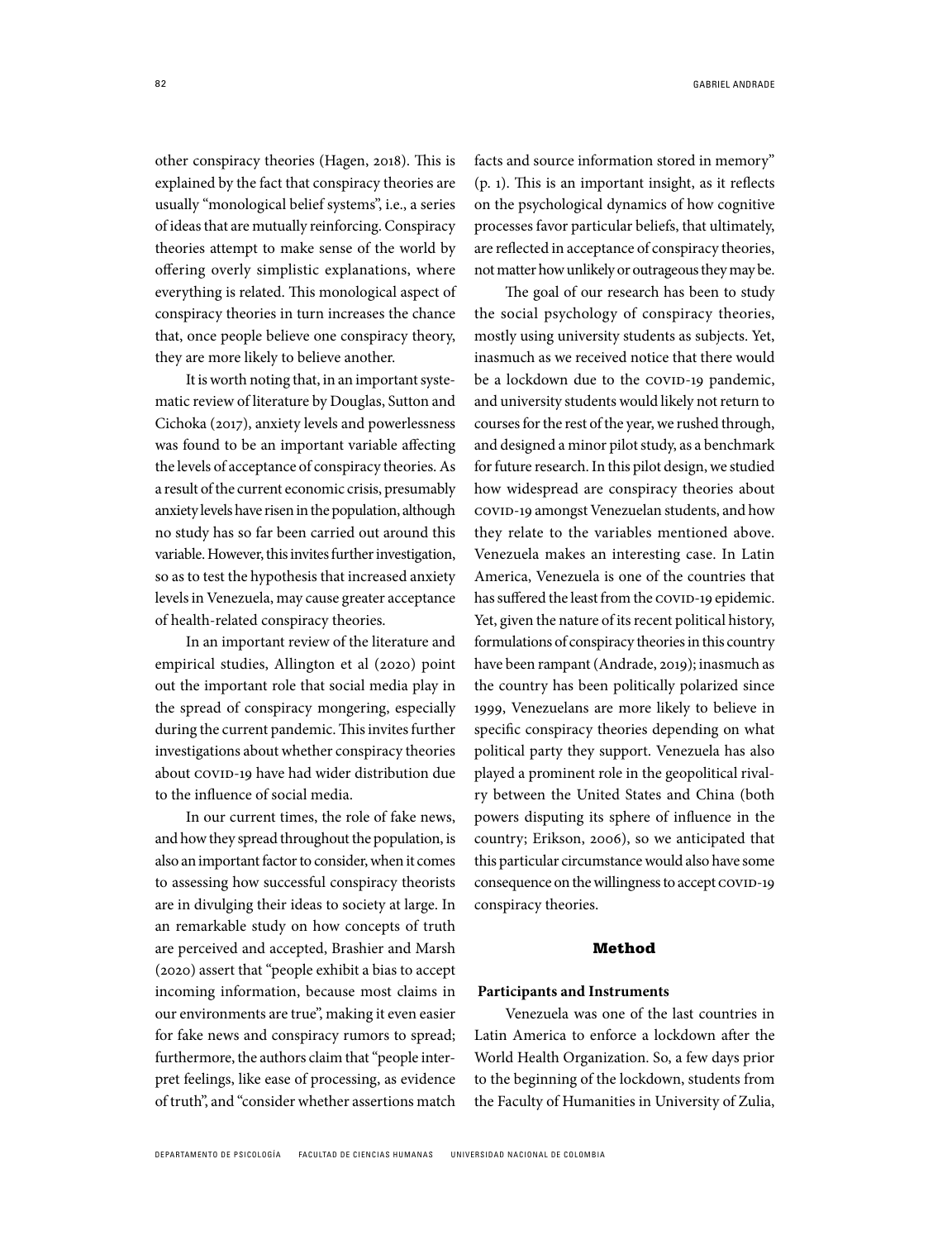other conspiracy theories (Hagen, 2018). This is explained by the fact that conspiracy theories are usually "monological belief systems", i.e., a series of ideas that are mutually reinforcing. Conspiracy theories attempt to make sense of the world by offering overly simplistic explanations, where everything is related. This monological aspect of conspiracy theories in turn increases the chance that, once people believe one conspiracy theory, they are more likely to believe another.

It is worth noting that, in an important systematic review of literature by Douglas, Sutton and Cichoka (2017), anxiety levels and powerlessness was found to be an important variable affecting the levels of acceptance of conspiracy theories. As a result of the current economic crisis, presumably anxiety levels have risen in the population, although no study has so far been carried out around this variable. However, this invites further investigation, so as to test the hypothesis that increased anxiety levels in Venezuela, may cause greater acceptance of health-related conspiracy theories.

In an important review of the literature and empirical studies, Allington et al (2020) point out the important role that social media play in the spread of conspiracy mongering, especially during the current pandemic. This invites further investigations about whether conspiracy theories about COVID-19 have had wider distribution due to the influence of social media.

In our current times, the role of fake news, and how they spread throughout the population, is also an important factor to consider, when it comes to assessing how successful conspiracy theorists are in divulging their ideas to society at large. In an remarkable study on how concepts of truth are perceived and accepted, Brashier and Marsh (2020) assert that "people exhibit a bias to accept incoming information, because most claims in our environments are true", making it even easier for fake news and conspiracy rumors to spread; furthermore, the authors claim that "people interpret feelings, like ease of processing, as evidence of truth", and "consider whether assertions match facts and source information stored in memory" (p. 1). This is an important insight, as it reflects on the psychological dynamics of how cognitive processes favor particular beliefs, that ultimately, are reflected in acceptance of conspiracy theories, not matter how unlikely or outrageous they may be.

The goal of our research has been to study the social psychology of conspiracy theories, mostly using university students as subjects. Yet, inasmuch as we received notice that there would be a lockdown due to the COVID-19 pandemic, and university students would likely not return to courses for the rest of the year, we rushed through, and designed a minor pilot study, as a benchmark for future research. In this pilot design, we studied how widespread are conspiracy theories about COVID-19 amongst Venezuelan students, and how they relate to the variables mentioned above. Venezuela makes an interesting case. In Latin America, Venezuela is one of the countries that has suffered the least from the COVID-19 epidemic. Yet, given the nature of its recent political history, formulations of conspiracy theories in this country have been rampant (Andrade, 2019); inasmuch as the country has been politically polarized since 1999, Venezuelans are more likely to believe in specific conspiracy theories depending on what political party they support. Venezuela has also played a prominent role in the geopolitical rivalry between the United States and China (both powers disputing its sphere of influence in the country; Erikson, 2006), so we anticipated that this particular circumstance would also have some consequence on the willingness to accept COVID-19 conspiracy theories.

## Method

### Participants and Instruments

Venezuela was one of the last countries in Latin America to enforce a lockdown after the World Health Organization. So, a few days prior to the beginning of the lockdown, students from the Faculty of Humanities in University of Zulia,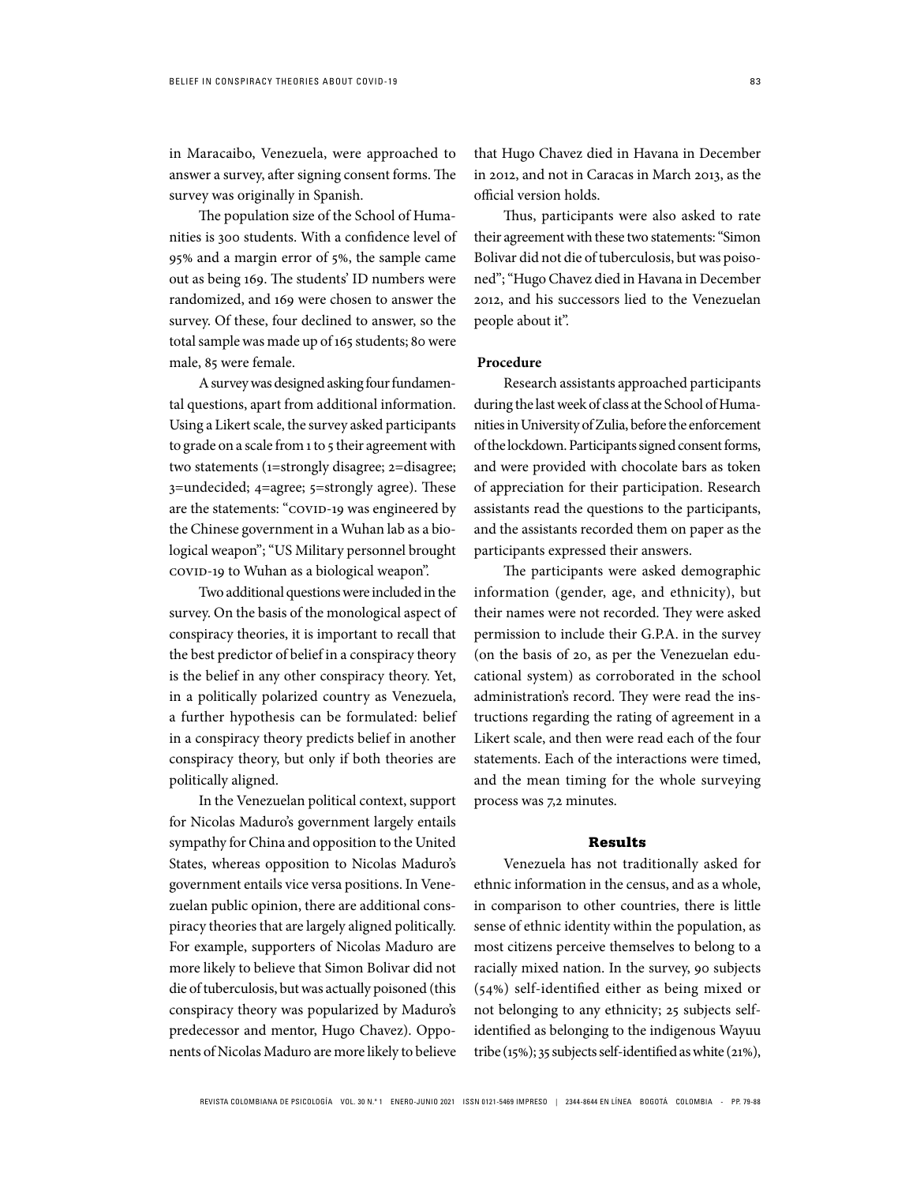in Maracaibo, Venezuela, were approached to answer a survey, after signing consent forms. The survey was originally in Spanish.

The population size of the School of Humanities is 300 students. With a confidence level of 95% and a margin error of 5%, the sample came out as being 169. The students' ID numbers were randomized, and 169 were chosen to answer the survey. Of these, four declined to answer, so the total sample was made up of 165 students; 80 were male, 85 were female.

A survey was designed asking four fundamental questions, apart from additional information. Using a Likert scale, the survey asked participants to grade on a scale from 1 to 5 their agreement with two statements (1=strongly disagree; 2=disagree; 3=undecided; 4=agree; 5=strongly agree). These are the statements: "COVID-19 was engineered by the Chinese government in a Wuhan lab as a biological weapon"; "US Military personnel brought COVID-19 to Wuhan as a biological weapon".

Two additional questions were included in the survey. On the basis of the monological aspect of conspiracy theories, it is important to recall that the best predictor of belief in a conspiracy theory is the belief in any other conspiracy theory. Yet, in a politically polarized country as Venezuela, a further hypothesis can be formulated: belief in a conspiracy theory predicts belief in another conspiracy theory, but only if both theories are politically aligned.

In the Venezuelan political context, support for Nicolas Maduro's government largely entails sympathy for China and opposition to the United States, whereas opposition to Nicolas Maduro's government entails vice versa positions. In Venezuelan public opinion, there are additional conspiracy theories that are largely aligned politically. For example, supporters of Nicolas Maduro are more likely to believe that Simon Bolivar did not die of tuberculosis, but was actually poisoned (this conspiracy theory was popularized by Maduro's predecessor and mentor, Hugo Chavez). Opponents of Nicolas Maduro are more likely to believe that Hugo Chavez died in Havana in December in 2012, and not in Caracas in March 2013, as the official version holds.

Thus, participants were also asked to rate their agreement with these two statements: "Simon Bolivar did not die of tuberculosis, but was poisoned"; "Hugo Chavez died in Havana in December 2012, and his successors lied to the Venezuelan people about it".

### Procedure

Research assistants approached participants during the last week of class at the School of Humanities in University of Zulia, before the enforcement of the lockdown. Participants signed consent forms, and were provided with chocolate bars as token of appreciation for their participation. Research assistants read the questions to the participants, and the assistants recorded them on paper as the participants expressed their answers.

The participants were asked demographic information (gender, age, and ethnicity), but their names were not recorded. They were asked permission to include their G.P.A. in the survey (on the basis of 20, as per the Venezuelan educational system) as corroborated in the school administration's record. They were read the instructions regarding the rating of agreement in a Likert scale, and then were read each of the four statements. Each of the interactions were timed, and the mean timing for the whole surveying process was 7,2 minutes.

## Results

Venezuela has not traditionally asked for ethnic information in the census, and as a whole, in comparison to other countries, there is little sense of ethnic identity within the population, as most citizens perceive themselves to belong to a racially mixed nation. In the survey, 90 subjects (54%) self-identified either as being mixed or not belonging to any ethnicity; 25 subjects self-identified as belonging to the indigenous Wayuu tribe (15%); 35 subjects self-identified as white (21%),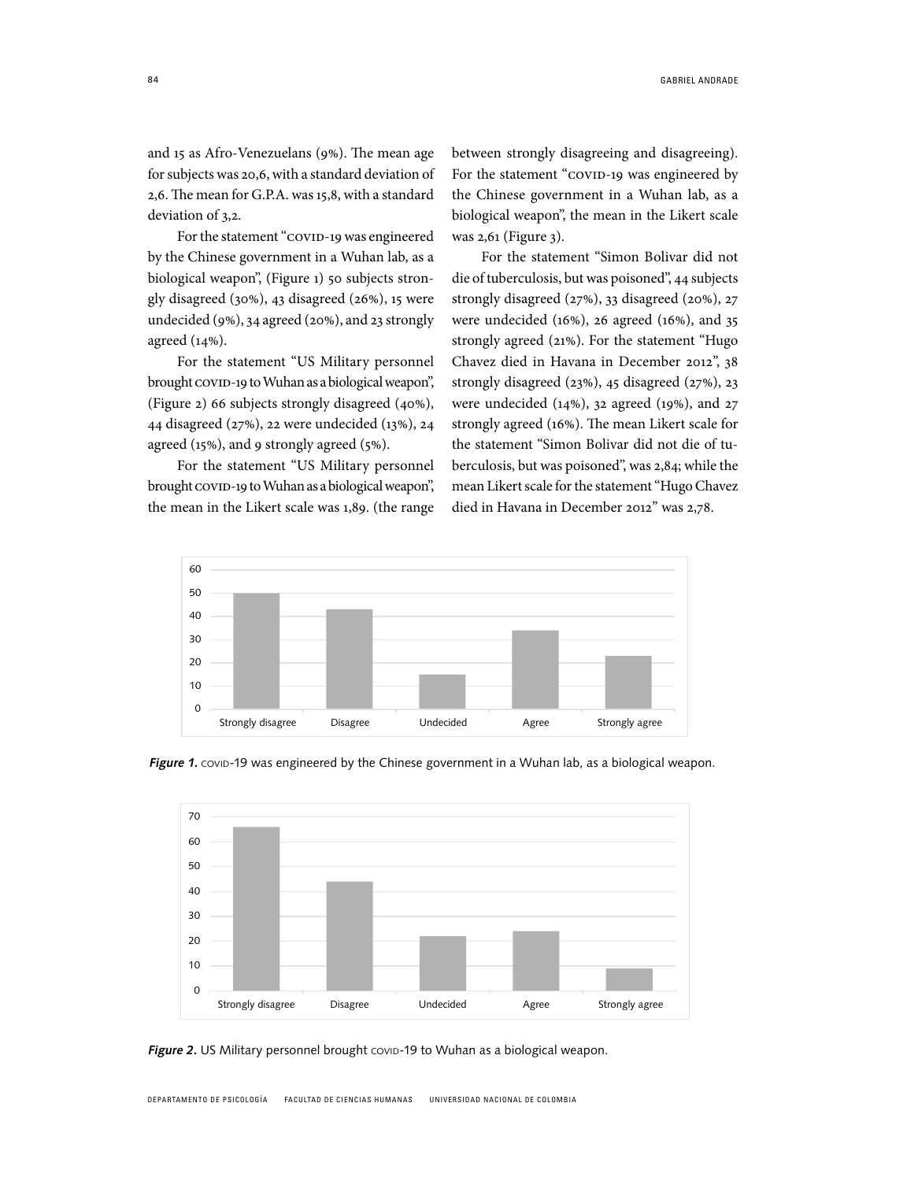and 15 as Afro-Venezuelans (9%). The mean age for subjects was 20,6, with a standard deviation of 2,6. The mean for G.P.A. was 15,8, with a standard deviation of 3,2.

For the statement "COVID-19 was engineered by the Chinese government in a Wuhan lab, as a biological weapon", (Figure 1) 50 subjects strongly disagreed (30%), 43 disagreed (26%), 15 were undecided (9%), 34 agreed (20%), and 23 strongly agreed (14%).

For the statement "US Military personnel brought COVID-19 to Wuhan as a biological weapon", (Figure 2) 66 subjects strongly disagreed (40%), 44 disagreed (27%), 22 were undecided (13%), 24 agreed (15%), and 9 strongly agreed (5%).

For the statement "US Military personnel brought COVID-19 to Wuhan as a biological weapon", the mean in the Likert scale was 1,89. (the range between strongly disagreeing and disagreeing). For the statement "COVID-19 was engineered by the Chinese government in a Wuhan lab, as a biological weapon", the mean in the Likert scale was 2,61 (Figure 3).

For the statement "Simon Bolivar did not die of tuberculosis, but was poisoned", 44 subjects strongly disagreed (27%), 33 disagreed (20%), 27 were undecided (16%), 26 agreed (16%), and 35 strongly agreed (21%). For the statement "Hugo Chavez died in Havana in December 2012", 38 strongly disagreed (23%), 45 disagreed (27%), 23 were undecided (14%), 32 agreed (19%), and 27 strongly agreed (16%). The mean Likert scale for the statement "Simon Bolivar did not die of tuberculosis, but was poisoned", was 2,84; while the mean Likert scale for the statement "Hugo Chavez died in Havana in December 2012" was 2,78.

***Figure 1.*** COVID-19 was engineered by the Chinese government in a Wuhan lab, as a biological weapon.

***Figure 2.*** US Military personnel brought COVID-19 to Wuhan as a biological weapon.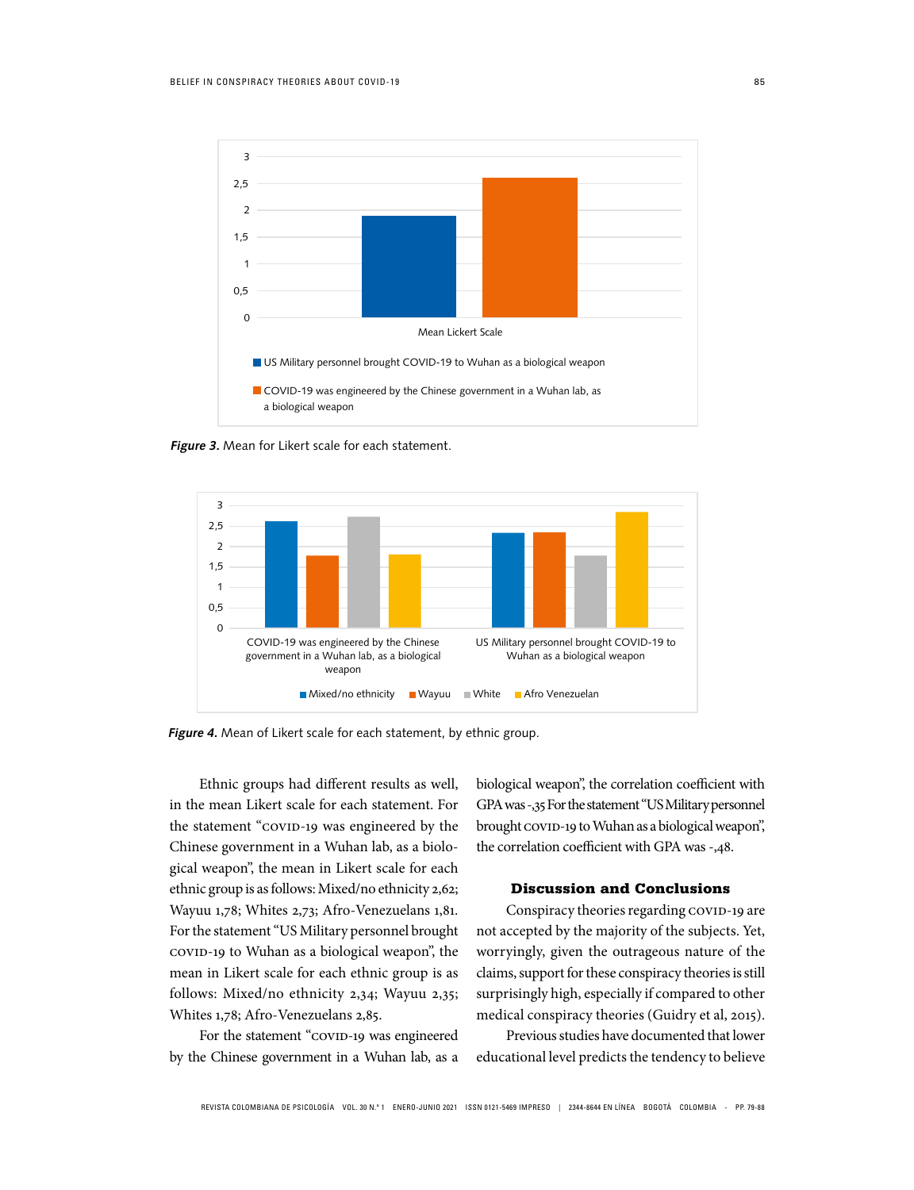Figure 3. Mean for Likert scale for each statement.

Figure 4. Mean of Likert scale for each statement, by ethnic group.

Ethnic groups had different results as well, in the mean Likert scale for each statement. For the statement "COVID-19 was engineered by the Chinese government in a Wuhan lab, as a biological weapon", the mean in Likert scale for each ethnic group is as follows: Mixed/no ethnicity 2,62; Wayuu 1,78; Whites 2,73; Afro-Venezuelans 1,81. For the statement "US Military personnel brought COVID-19 to Wuhan as a biological weapon", the mean in Likert scale for each ethnic group is as follows: Mixed/no ethnicity 2,34; Wayuu 2,35; Whites 1,78; Afro-Venezuelans 2,85.

For the statement "COVID-19 was engineered by the Chinese government in a Wuhan lab, as a biological weapon", the correlation coefficient with GPA was -,35 For the statement "US Military personnel brought COVID-19 to Wuhan as a biological weapon", the correlation coefficient with GPA was -,48.

## Discussion and Conclusions

Conspiracy theories regarding COVID-19 are not accepted by the majority of the subjects. Yet, worryingly, given the outrageous nature of the claims, support for these conspiracy theories is still surprisingly high, especially if compared to other medical conspiracy theories (Guidry et al, 2015).

Previous studies have documented that lower educational level predicts the tendency to believe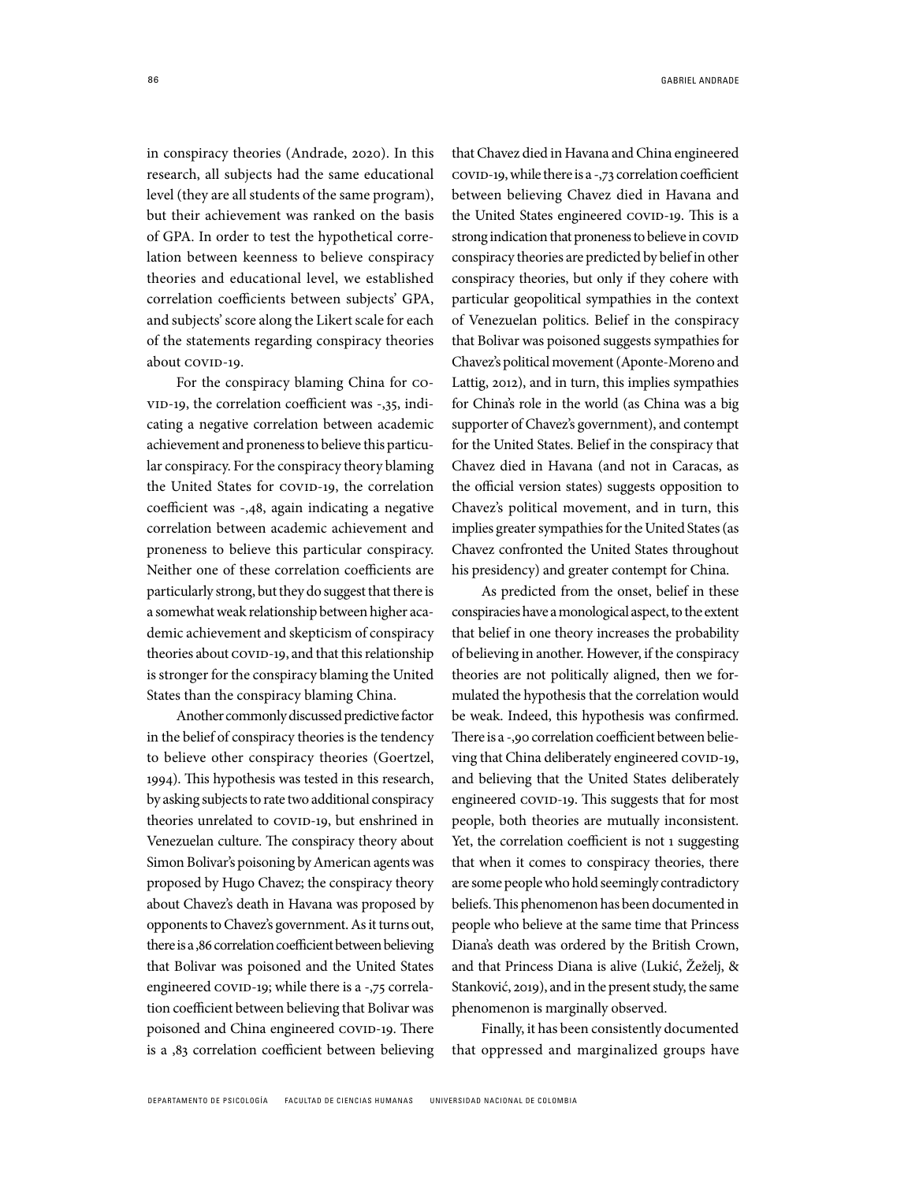in conspiracy theories (Andrade, 2020). In this research, all subjects had the same educational level (they are all students of the same program), but their achievement was ranked on the basis of GPA. In order to test the hypothetical correlation between keenness to believe conspiracy theories and educational level, we established correlation coefficients between subjects' GPA, and subjects' score along the Likert scale for each of the statements regarding conspiracy theories about COVID-19.

For the conspiracy blaming China for COVID-19, the correlation coefficient was -,35, indicating a negative correlation between academic achievement and proneness to believe this particular conspiracy. For the conspiracy theory blaming the United States for COVID-19, the correlation coefficient was -,48, again indicating a negative correlation between academic achievement and proneness to believe this particular conspiracy. Neither one of these correlation coefficients are particularly strong, but they do suggest that there is a somewhat weak relationship between higher academic achievement and skepticism of conspiracy theories about COVID-19, and that this relationship is stronger for the conspiracy blaming the United States than the conspiracy blaming China.

Another commonly discussed predictive factor in the belief of conspiracy theories is the tendency to believe other conspiracy theories (Goertzel, 1994). This hypothesis was tested in this research, by asking subjects to rate two additional conspiracy theories unrelated to COVID-19, but enshrined in Venezuelan culture. The conspiracy theory about Simon Bolivar's poisoning by American agents was proposed by Hugo Chavez; the conspiracy theory about Chavez's death in Havana was proposed by opponents to Chavez's government. As it turns out, there is a ,86 correlation coefficient between believing that Bolivar was poisoned and the United States engineered COVID-19; while there is a -,75 correlation coefficient between believing that Bolivar was poisoned and China engineered COVID-19. There is a ,83 correlation coefficient between believing that Chavez died in Havana and China engineered COVID-19, while there is a -,73 correlation coefficient between believing Chavez died in Havana and the United States engineered COVID-19. This is a strong indication that proneness to believe in COVID conspiracy theories are predicted by belief in other conspiracy theories, but only if they cohere with particular geopolitical sympathies in the context of Venezuelan politics. Belief in the conspiracy that Bolivar was poisoned suggests sympathies for Chavez's political movement (Aponte-Moreno and Lattig, 2012), and in turn, this implies sympathies for China's role in the world (as China was a big supporter of Chavez's government), and contempt for the United States. Belief in the conspiracy that Chavez died in Havana (and not in Caracas, as the official version states) suggests opposition to Chavez's political movement, and in turn, this implies greater sympathies for the United States (as Chavez confronted the United States throughout his presidency) and greater contempt for China.

As predicted from the onset, belief in these conspiracies have a monological aspect, to the extent that belief in one theory increases the probability of believing in another. However, if the conspiracy theories are not politically aligned, then we formulated the hypothesis that the correlation would be weak. Indeed, this hypothesis was confirmed. There is a -,90 correlation coefficient between believing that China deliberately engineered COVID-19, and believing that the United States deliberately engineered COVID-19. This suggests that for most people, both theories are mutually inconsistent. Yet, the correlation coefficient is not 1 suggesting that when it comes to conspiracy theories, there are some people who hold seemingly contradictory beliefs. This phenomenon has been documented in people who believe at the same time that Princess Diana's death was ordered by the British Crown, and that Princess Diana is alive (Lukić, Žeželj, & Stanković, 2019), and in the present study, the same phenomenon is marginally observed.

Finally, it has been consistently documented that oppressed and marginalized groups have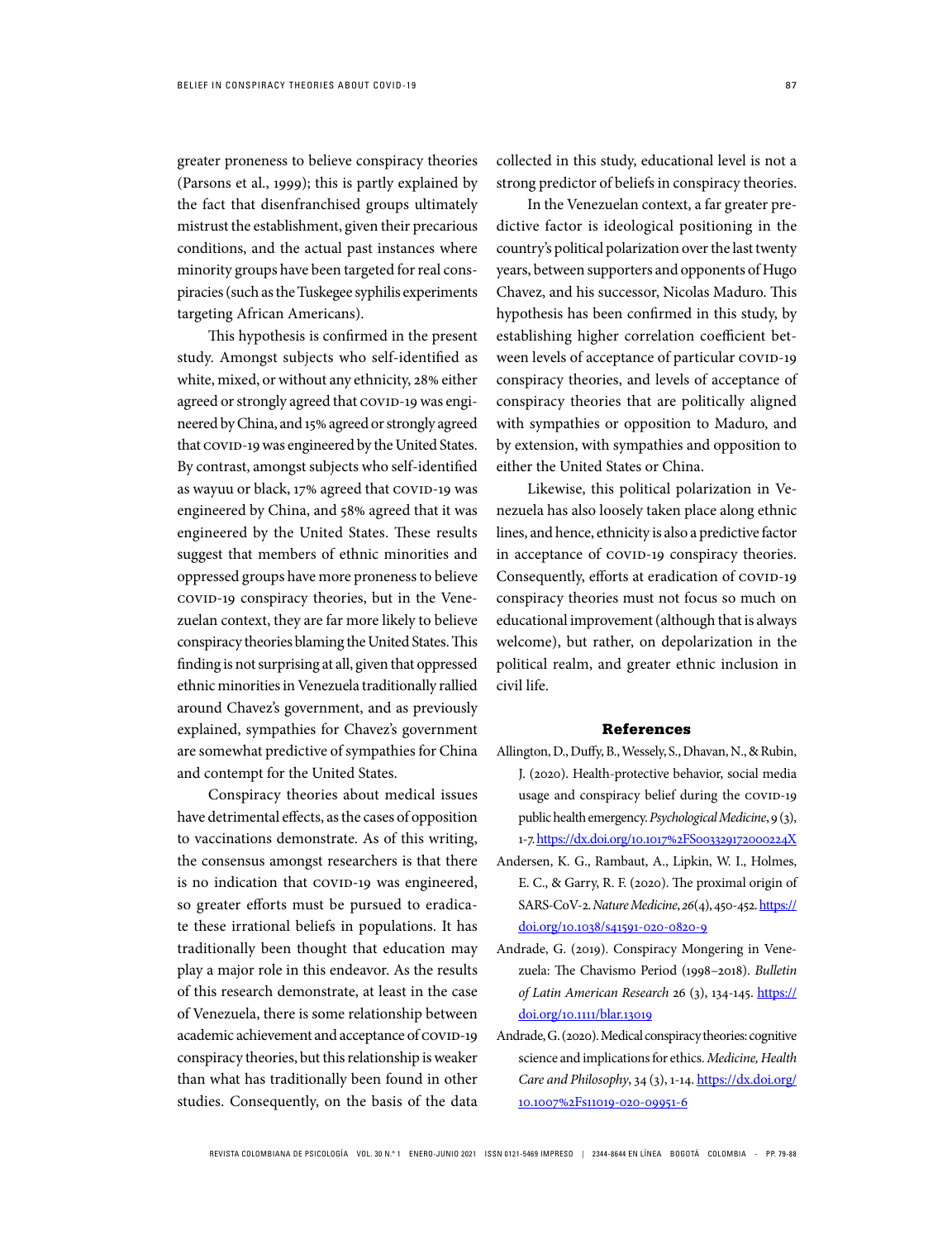greater proneness to believe conspiracy theories (Parsons et al., 1999); this is partly explained by the fact that disenfranchised groups ultimately mistrust the establishment, given their precarious conditions, and the actual past instances where minority groups have been targeted for real conspiracies (such as the Tuskegee syphilis experiments targeting African Americans).

This hypothesis is confirmed in the present study. Amongst subjects who self-identified as white, mixed, or without any ethnicity, 28% either agreed or strongly agreed that COVID-19 was engineered by China, and 15% agreed or strongly agreed that COVID-19 was engineered by the United States. By contrast, amongst subjects who self-identified as wayuu or black, 17% agreed that COVID-19 was engineered by China, and 58% agreed that it was engineered by the United States. These results suggest that members of ethnic minorities and oppressed groups have more proneness to believe COVID-19 conspiracy theories, but in the Venezuelan context, they are far more likely to believe conspiracy theories blaming the United States. This finding is not surprising at all, given that oppressed ethnic minorities in Venezuela traditionally rallied around Chavez's government, and as previously explained, sympathies for Chavez's government are somewhat predictive of sympathies for China and contempt for the United States.

Conspiracy theories about medical issues have detrimental effects, as the cases of opposition to vaccinations demonstrate. As of this writing, the consensus amongst researchers is that there is no indication that COVID-19 was engineered, so greater efforts must be pursued to eradicate these irrational beliefs in populations. It has traditionally been thought that education may play a major role in this endeavor. As the results of this research demonstrate, at least in the case of Venezuela, there is some relationship between academic achievement and acceptance of COVID-19 conspiracy theories, but this relationship is weaker than what has traditionally been found in other studies. Consequently, on the basis of the data collected in this study, educational level is not a strong predictor of beliefs in conspiracy theories.

In the Venezuelan context, a far greater predictive factor is ideological positioning in the country's political polarization over the last twenty years, between supporters and opponents of Hugo Chavez, and his successor, Nicolas Maduro. This hypothesis has been confirmed in this study, by establishing higher correlation coefficient between levels of acceptance of particular COVID-19 conspiracy theories, and levels of acceptance of conspiracy theories that are politically aligned with sympathies or opposition to Maduro, and by extension, with sympathies and opposition to either the United States or China.

Likewise, this political polarization in Venezuela has also loosely taken place along ethnic lines, and hence, ethnicity is also a predictive factor in acceptance of COVID-19 conspiracy theories. Consequently, efforts at eradication of COVID-19 conspiracy theories must not focus so much on educational improvement (although that is always welcome), but rather, on depolarization in the political realm, and greater ethnic inclusion in civil life.

## References

Allington, D., Duffy, B., Wessely, S., Dhavan, N., & Rubin, J. (2020). Health-protective behavior, social media usage and conspiracy belief during the COVID-19 public health emergency. *Psychological Medicine*, 9 (3), 1-7. https://dx.doi.org/10.1017%2FS003329172000224X

Andersen, K. G., Rambaut, A., Lipkin, W. I., Holmes, E. C., & Garry, R. F. (2020). The proximal origin of SARS-CoV-2. *Nature Medicine*, *26*(4), 450-452. https://doi.org/10.1038/s41591-020-0820-9

Andrade, G. (2019). Conspiracy Mongering in Venezuela: The Chavismo Period (1998–2018). *Bulletin of Latin American Research* 26 (3), 134-145. https://doi.org/10.1111/blar.13019

Andrade, G. (2020). Medical conspiracy theories: cognitive science and implications for ethics. *Medicine, Health Care and Philosophy*, 34 (3), 1-14. https://dx.doi.org/10.1007%2Fs11019-020-09951-6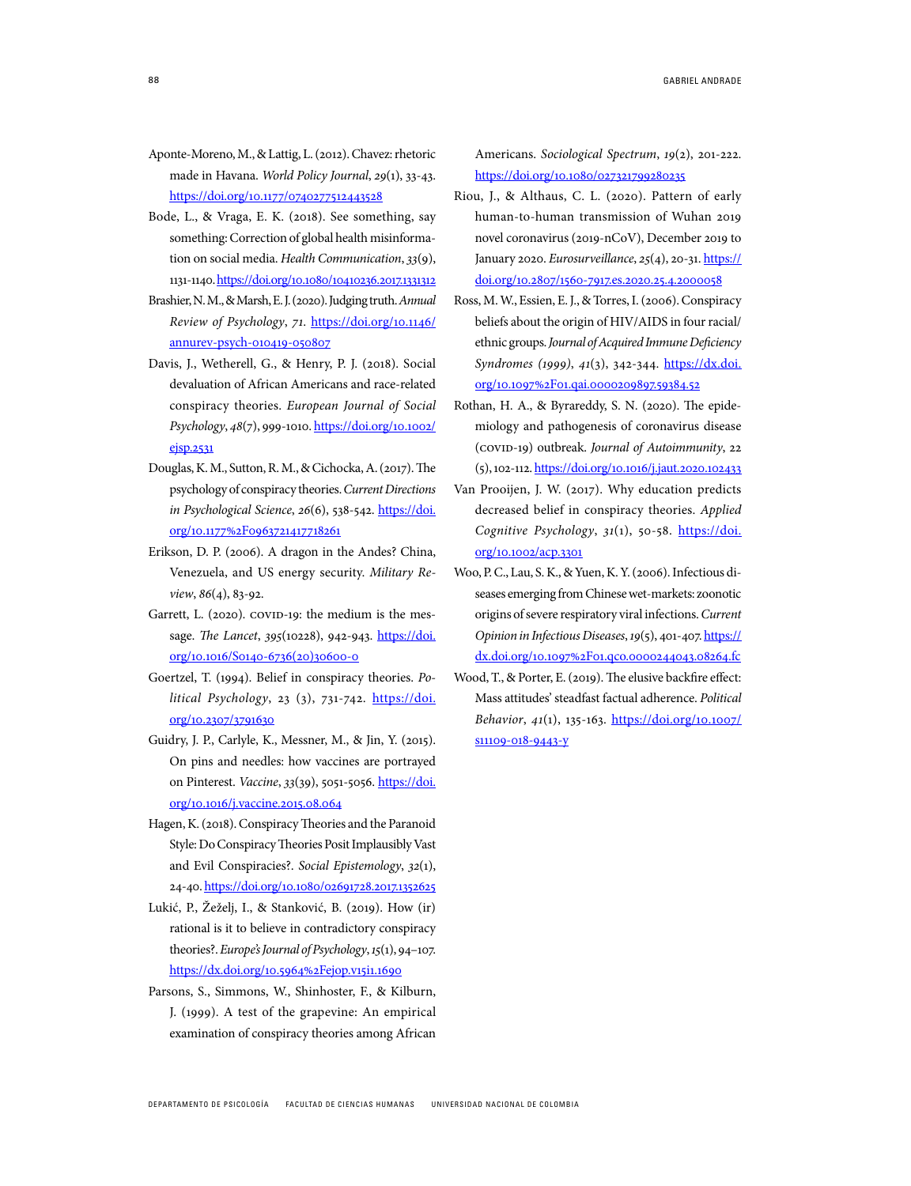Aponte-Moreno, M., & Lattig, L. (2012). Chavez: rhetoric made in Havana. *World Policy Journal*, *29*(1), 33-43. https://doi.org/10.1177/0740277512443528

Bode, L., & Vraga, E. K. (2018). See something, say something: Correction of global health misinformation on social media. *Health Communication*, *33*(9), 1131-1140. https://doi.org/10.1080/10410236.2017.1331312

Brashier, N. M., & Marsh, E. J. (2020). Judging truth. *Annual Review of Psychology*, *71*. https://doi.org/10.1146/annurev-psych-010419-050807

Davis, J., Wetherell, G., & Henry, P. J. (2018). Social devaluation of African Americans and race-related conspiracy theories. *European Journal of Social Psychology*, *48*(7), 999-1010. https://doi.org/10.1002/ejsp.2531

Douglas, K. M., Sutton, R. M., & Cichocka, A. (2017). The psychology of conspiracy theories. *Current Directions in Psychological Science*, *26*(6), 538-542. https://doi.org/10.1177%2F0963721417718261

Erikson, D. P. (2006). A dragon in the Andes? China, Venezuela, and US energy security. *Military Review*, *86*(4), 83-92.

Garrett, L. (2020). COVID-19: the medium is the message. *The Lancet*, *395*(10228), 942-943. https://doi.org/10.1016/S0140-6736(20)30600-0

Goertzel, T. (1994). Belief in conspiracy theories. *Political Psychology*, 23 (3), 731-742. https://doi.org/10.2307/3791630

Guidry, J. P., Carlyle, K., Messner, M., & Jin, Y. (2015). On pins and needles: how vaccines are portrayed on Pinterest. *Vaccine*, *33*(39), 5051-5056. https://doi.org/10.1016/j.vaccine.2015.08.064

Hagen, K. (2018). Conspiracy Theories and the Paranoid Style: Do Conspiracy Theories Posit Implausibly Vast and Evil Conspiracies?. *Social Epistemology*, *32*(1), 24-40. https://doi.org/10.1080/02691728.2017.1352625

Lukić, P., Žeželj, I., & Stanković, B. (2019). How (ir) rational is it to believe in contradictory conspiracy theories?. *Europe's Journal of Psychology*, *15*(1), 94–107. https://dx.doi.org/10.5964%2Fejop.v15i1.1690

Parsons, S., Simmons, W., Shinhoster, F., & Kilburn, J. (1999). A test of the grapevine: An empirical examination of conspiracy theories among African Americans. *Sociological Spectrum*, *19*(2), 201-222. https://doi.org/10.1080/027321799280235

Riou, J., & Althaus, C. L. (2020). Pattern of early human-to-human transmission of Wuhan 2019 novel coronavirus (2019-nCoV), December 2019 to January 2020. *Eurosurveillance*, *25*(4), 20-31. https://doi.org/10.2807/1560-7917.es.2020.25.4.2000058

Ross, M. W., Essien, E. J., & Torres, I. (2006). Conspiracy beliefs about the origin of HIV/AIDS in four racial/ethnic groups. *Journal of Acquired Immune Deficiency Syndromes (1999)*, *41*(3), 342-344. https://dx.doi.org/10.1097%2F01.qai.0000209897.59384.52

Rothan, H. A., & Byrareddy, S. N. (2020). The epidemiology and pathogenesis of coronavirus disease (COVID-19) outbreak. *Journal of Autoimmunity*, 22 (5), 102-112. https://doi.org/10.1016/j.jaut.2020.102433

Van Prooijen, J. W. (2017). Why education predicts decreased belief in conspiracy theories. *Applied Cognitive Psychology*, *31*(1), 50-58. https://doi.org/10.1002/acp.3301

Woo, P. C., Lau, S. K., & Yuen, K. Y. (2006). Infectious diseases emerging from Chinese wet-markets: zoonotic origins of severe respiratory viral infections. *Current Opinion in Infectious Diseases*, *19*(5), 401-407. https://dx.doi.org/10.1097%2F01.qco.0000244043.08264.fc

Wood, T., & Porter, E. (2019). The elusive backfire effect: Mass attitudes' steadfast factual adherence. *Political Behavior*, *41*(1), 135-163. https://doi.org/10.1007/s11109-018-9443-y